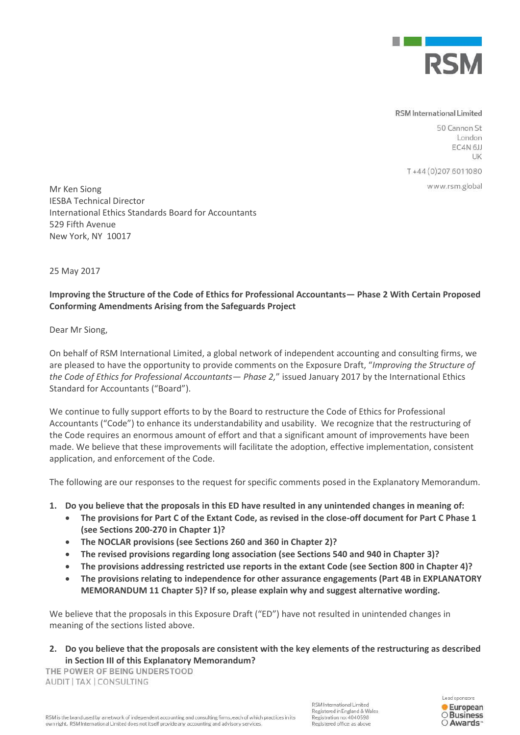RSM International Limited

50 Cannon St
London
EC4N 6JJ
UK

T +44 (0)207 6011080

www.rsm.global

Mr Ken Siong
IESBA Technical Director
International Ethics Standards Board for Accountants
529 Fifth Avenue
New York, NY 10017

25 May 2017

**Improving the Structure of the Code of Ethics for Professional Accountants— Phase 2 With Certain Proposed Conforming Amendments Arising from the Safeguards Project**

Dear Mr Siong,

On behalf of RSM International Limited, a global network of independent accounting and consulting firms, we are pleased to have the opportunity to provide comments on the Exposure Draft, "*Improving the Structure of the Code of Ethics for Professional Accountants— Phase 2,*" issued January 2017 by the International Ethics Standard for Accountants ("Board").

We continue to fully support efforts to by the Board to restructure the Code of Ethics for Professional Accountants ("Code") to enhance its understandability and usability. We recognize that the restructuring of the Code requires an enormous amount of effort and that a significant amount of improvements have been made. We believe that these improvements will facilitate the adoption, effective implementation, consistent application, and enforcement of the Code.

The following are our responses to the request for specific comments posed in the Explanatory Memorandum.

1. **Do you believe that the proposals in this ED have resulted in any unintended changes in meaning of:**
   - **The provisions for Part C of the Extant Code, as revised in the close-off document for Part C Phase 1 (see Sections 200-270 in Chapter 1)?**
   - **The NOCLAR provisions (see Sections 260 and 360 in Chapter 2)?**
   - **The revised provisions regarding long association (see Sections 540 and 940 in Chapter 3)?**
   - **The provisions addressing restricted use reports in the extant Code (see Section 800 in Chapter 4)?**
   - **The provisions relating to independence for other assurance engagements (Part 4B in EXPLANATORY MEMORANDUM 11 Chapter 5)? If so, please explain why and suggest alternative wording.**

We believe that the proposals in this Exposure Draft ("ED") have not resulted in unintended changes in meaning of the sections listed above.

2. **Do you believe that the proposals are consistent with the key elements of the restructuring as described in Section III of this Explanatory Memorandum?**

THE POWER OF BEING UNDERSTOOD
AUDIT | TAX | CONSULTING

RSM is the brand used by a network of independent accounting and consulting firms, each of which practices in its own right. RSM International Limited does not itself provide any accounting and advisory services.

RSM International Limited
Registered in England & Wales
Registration no: 4040598
Registered office: as above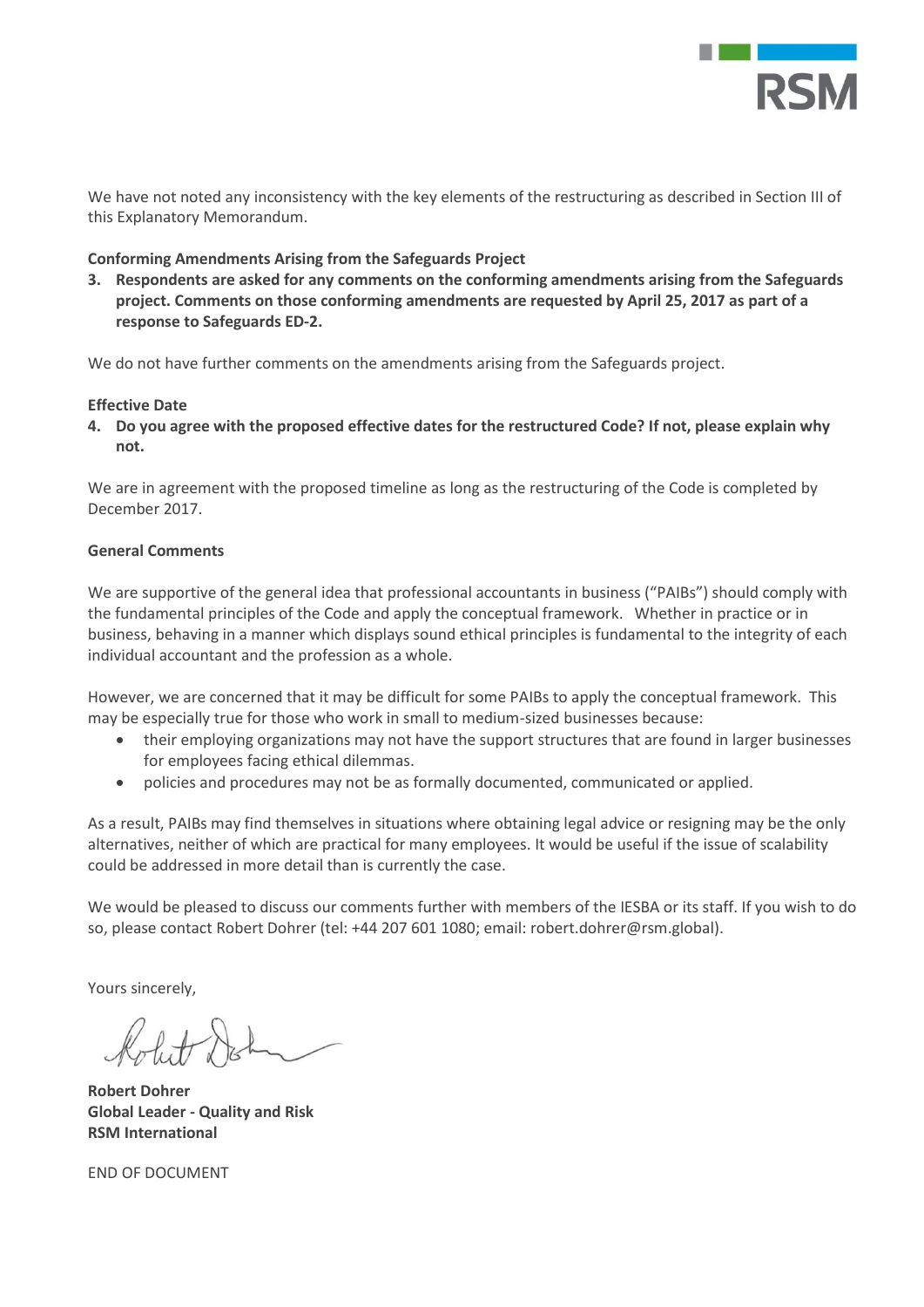We have not noted any inconsistency with the key elements of the restructuring as described in Section III of this Explanatory Memorandum.

**Conforming Amendments Arising from the Safeguards Project**

3. **Respondents are asked for any comments on the conforming amendments arising from the Safeguards project. Comments on those conforming amendments are requested by April 25, 2017 as part of a response to Safeguards ED-2.**

We do not have further comments on the amendments arising from the Safeguards project.

**Effective Date**

4. **Do you agree with the proposed effective dates for the restructured Code? If not, please explain why not.**

We are in agreement with the proposed timeline as long as the restructuring of the Code is completed by December 2017.

**General Comments**

We are supportive of the general idea that professional accountants in business ("PAIBs") should comply with the fundamental principles of the Code and apply the conceptual framework. Whether in practice or in business, behaving in a manner which displays sound ethical principles is fundamental to the integrity of each individual accountant and the profession as a whole.

However, we are concerned that it may be difficult for some PAIBs to apply the conceptual framework. This may be especially true for those who work in small to medium-sized businesses because:

- their employing organizations may not have the support structures that are found in larger businesses for employees facing ethical dilemmas.
- policies and procedures may not be as formally documented, communicated or applied.

As a result, PAIBs may find themselves in situations where obtaining legal advice or resigning may be the only alternatives, neither of which are practical for many employees. It would be useful if the issue of scalability could be addressed in more detail than is currently the case.

We would be pleased to discuss our comments further with members of the IESBA or its staff. If you wish to do so, please contact Robert Dohrer (tel: +44 207 601 1080; email: robert.dohrer@rsm.global).

Yours sincerely,

**Robert Dohrer**
**Global Leader - Quality and Risk**
**RSM International**

END OF DOCUMENT